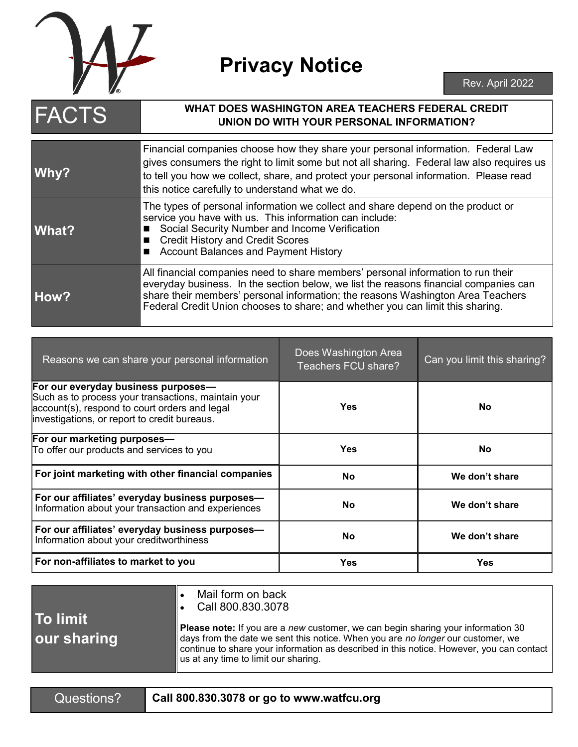# Privacy Notice

Rev. April 2022

| FACTS | WHAT DOES WASHINGTON AREA TEACHERS FEDERAL CREDIT UNION DO WITH YOUR PERSONAL INFORMATION? |
|---|---|

| | |
|---|---|
| **Why?** | Financial companies choose how they share your personal information. Federal Law gives consumers the right to limit some but not all sharing. Federal law also requires us to tell you how we collect, share, and protect your personal information. Please read this notice carefully to understand what we do. |
| **What?** | The types of personal information we collect and share depend on the product or service you have with us. This information can include:<br>■ Social Security Number and Income Verification<br>■ Credit History and Credit Scores<br>■ Account Balances and Payment History |
| **How?** | All financial companies need to share members' personal information to run their everyday business. In the section below, we list the reasons financial companies can share their members' personal information; the reasons Washington Area Teachers Federal Credit Union chooses to share; and whether you can limit this sharing. |

| Reasons we can share your personal information | Does Washington Area Teachers FCU share? | Can you limit this sharing? |
|---|---|---|
| **For our everyday business purposes—**<br>Such as to process your transactions, maintain your account(s), respond to court orders and legal investigations, or report to credit bureaus. | **Yes** | **No** |
| **For our marketing purposes—**<br>To offer our products and services to you | **Yes** | **No** |
| **For joint marketing with other financial companies** | **No** | **We don't share** |
| **For our affiliates' everyday business purposes—**<br>Information about your transaction and experiences | **No** | **We don't share** |
| **For our affiliates' everyday business purposes—**<br>Information about your creditworthiness | **No** | **We don't share** |
| **For non-affiliates to market to you** | **Yes** | **Yes** |

| | |
|---|---|
| **To limit our sharing** | • Mail form on back<br>• Call 800.830.3078<br><br>**Please note:** If you are a *new* customer, we can begin sharing your information 30 days from the date we sent this notice. When you are *no longer* our customer, we continue to share your information as described in this notice. However, you can contact us at any time to limit our sharing. |

| | |
|---|---|
| Questions? | **Call 800.830.3078 or go to www.watfcu.org** |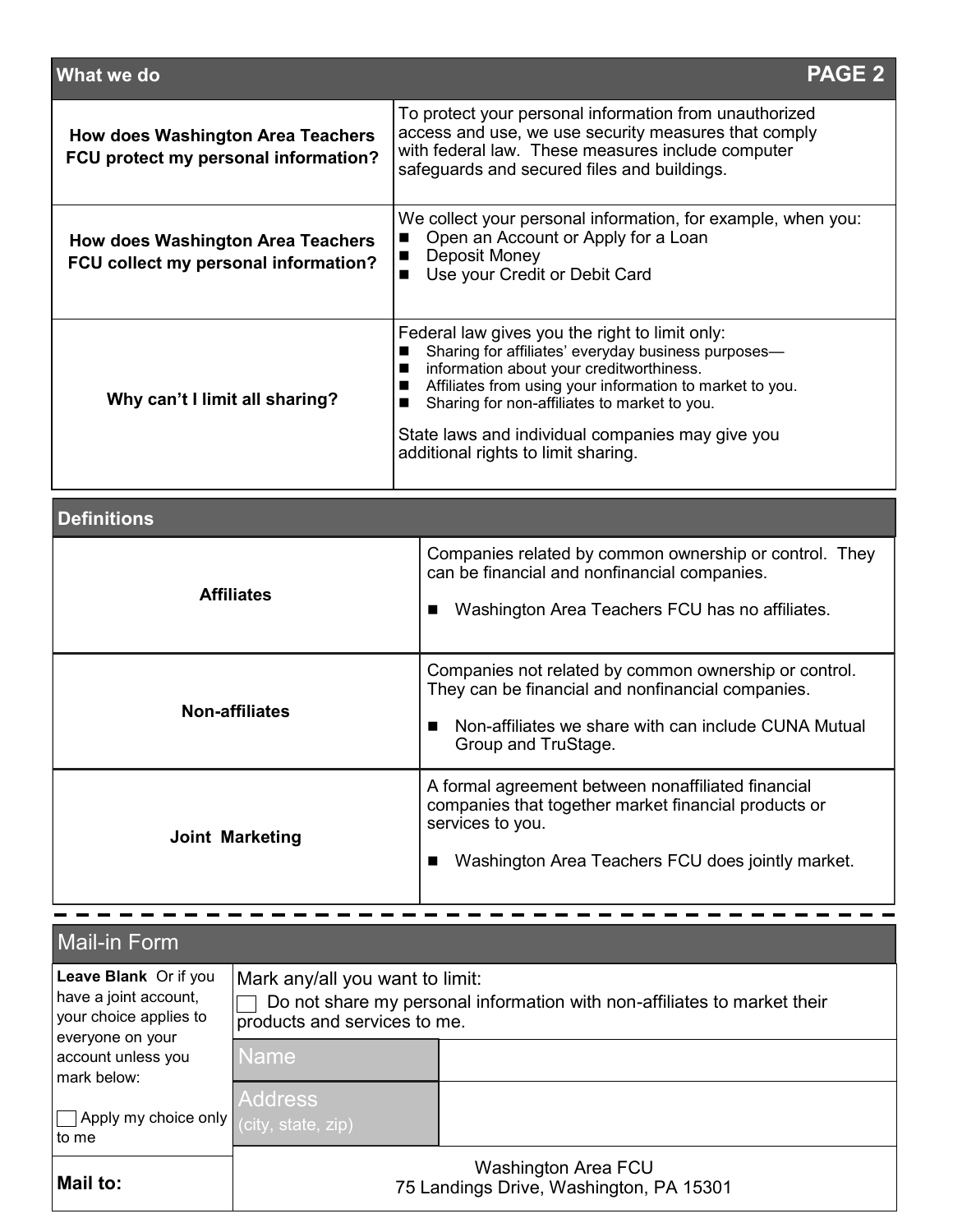| What we do | PAGE 2 |
|---|---|
| **How does Washington Area Teachers FCU protect my personal information?** | To protect your personal information from unauthorized access and use, we use security measures that comply with federal law. These measures include computer safeguards and secured files and buildings. |
| **How does Washington Area Teachers FCU collect my personal information?** | We collect your personal information, for example, when you:<br>■ Open an Account or Apply for a Loan<br>■ Deposit Money<br>■ Use your Credit or Debit Card |
| **Why can't I limit all sharing?** | Federal law gives you the right to limit only:<br>■ Sharing for affiliates' everyday business purposes—<br>■ information about your creditworthiness.<br>■ Affiliates from using your information to market to you.<br>■ Sharing for non-affiliates to market to you.<br><br>State laws and individual companies may give you additional rights to limit sharing. |

| Definitions | |
|---|---|
| **Affiliates** | Companies related by common ownership or control. They can be financial and nonfinancial companies.<br><br>■ Washington Area Teachers FCU has no affiliates. |
| **Non-affiliates** | Companies not related by common ownership or control. They can be financial and nonfinancial companies.<br><br>■ Non-affiliates we share with can include CUNA Mutual Group and TruStage. |
| **Joint Marketing** | A formal agreement between nonaffiliated financial companies that together market financial products or services to you.<br><br>■ Washington Area Teachers FCU does jointly market. |

## Mail-in Form

| | | |
|---|---|---|
| **Leave Blank** Or if you have a joint account, your choice applies to everyone on your account unless you mark below:<br><br>☐ Apply my choice only to me | Mark any/all you want to limit:<br>☐ Do not share my personal information with non-affiliates to market their products and services to me. | |
| | Name | |
| | Address (city, state, zip) | |
| **Mail to:** | Washington Area FCU<br>75 Landings Drive, Washington, PA 15301 | |